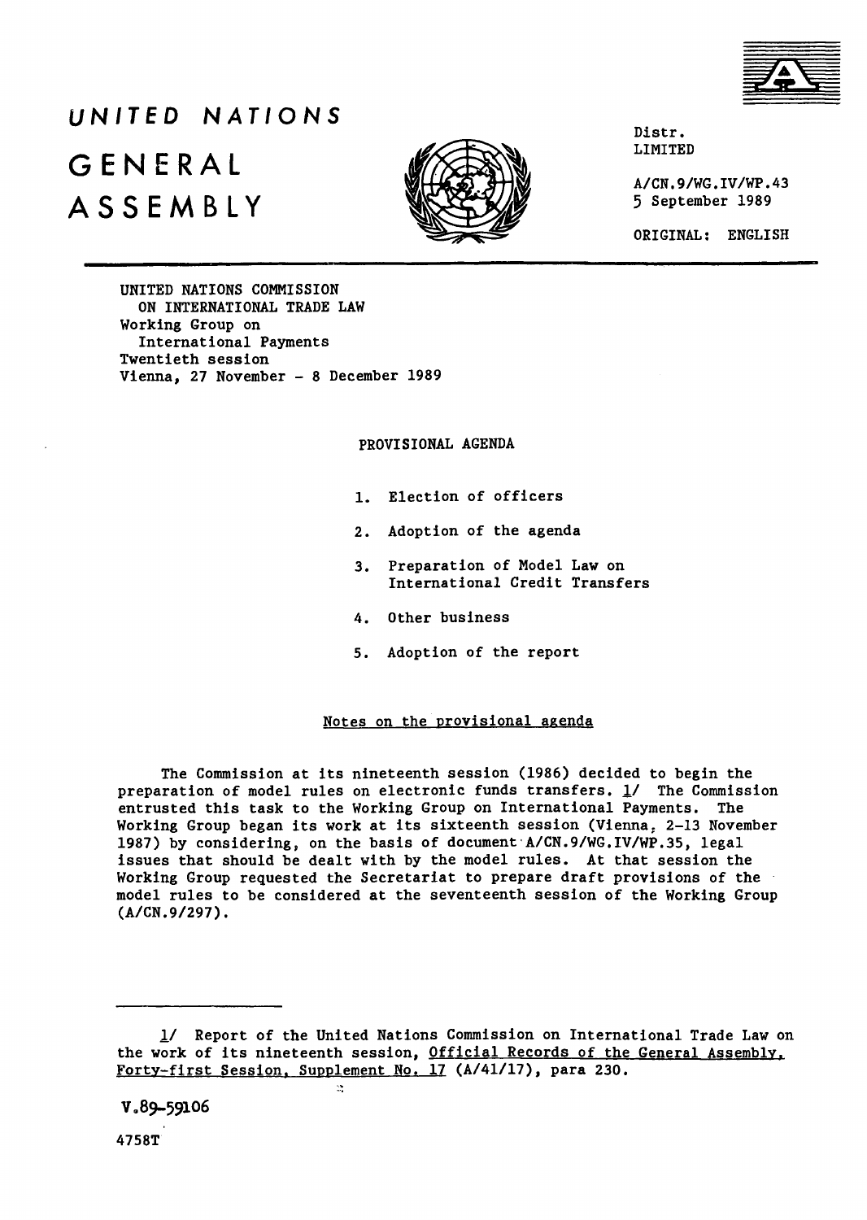# UNITED NATIONS

# GENERAL ASSEMBLY

Distr.
LIMITED

A/CN.9/WG.IV/WP.43
5 September 1989

ORIGINAL: ENGLISH

UNITED NATIONS COMMISSION
ON INTERNATIONAL TRADE LAW
Working Group on
International Payments
Twentieth session
Vienna, 27 November - 8 December 1989

## PROVISIONAL AGENDA

1. Election of officers
2. Adoption of the agenda
3. Preparation of Model Law on International Credit Transfers
4. Other business
5. Adoption of the report

### Notes on the provisional agenda

The Commission at its nineteenth session (1986) decided to begin the preparation of model rules on electronic funds transfers. 1/ The Commission entrusted this task to the Working Group on International Payments. The Working Group began its work at its sixteenth session (Vienna, 2-13 November 1987) by considering, on the basis of document A/CN.9/WG.IV/WP.35, legal issues that should be dealt with by the model rules. At that session the Working Group requested the Secretariat to prepare draft provisions of the model rules to be considered at the seventeenth session of the Working Group (A/CN.9/297).

---

1/ Report of the United Nations Commission on International Trade Law on the work of its nineteenth session, Official Records of the General Assembly, Forty-first Session, Supplement No. 17 (A/41/17), para 230.

V.89-59106

4758T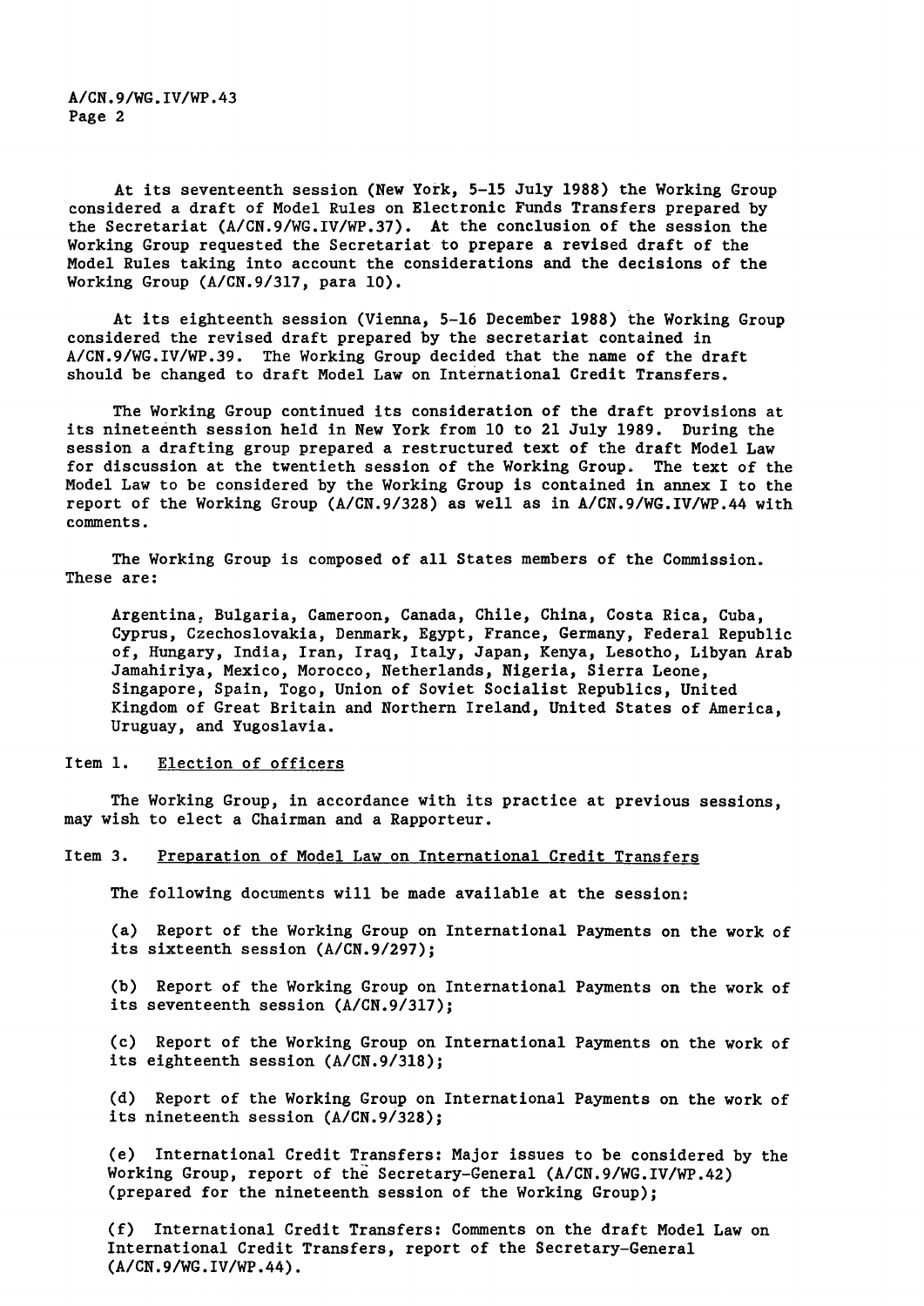At its seventeenth session (New York, 5-15 July 1988) the Working Group considered a draft of Model Rules on Electronic Funds Transfers prepared by the Secretariat (A/CN.9/WG.IV/WP.37). At the conclusion of the session the Working Group requested the Secretariat to prepare a revised draft of the Model Rules taking into account the considerations and the decisions of the Working Group (A/CN.9/317, para 10).

At its eighteenth session (Vienna, 5-16 December 1988) the Working Group considered the revised draft prepared by the secretariat contained in A/CN.9/WG.IV/WP.39. The Working Group decided that the name of the draft should be changed to draft Model Law on International Credit Transfers.

The Working Group continued its consideration of the draft provisions at its nineteenth session held in New York from 10 to 21 July 1989. During the session a drafting group prepared a restructured text of the draft Model Law for discussion at the twentieth session of the Working Group. The text of the Model Law to be considered by the Working Group is contained in annex I to the report of the Working Group (A/CN.9/328) as well as in A/CN.9/WG.IV/WP.44 with comments.

The Working Group is composed of all States members of the Commission. These are:

Argentina, Bulgaria, Cameroon, Canada, Chile, China, Costa Rica, Cuba, Cyprus, Czechoslovakia, Denmark, Egypt, France, Germany, Federal Republic of, Hungary, India, Iran, Iraq, Italy, Japan, Kenya, Lesotho, Libyan Arab Jamahiriya, Mexico, Morocco, Netherlands, Nigeria, Sierra Leone, Singapore, Spain, Togo, Union of Soviet Socialist Republics, United Kingdom of Great Britain and Northern Ireland, United States of America, Uruguay, and Yugoslavia.

## Item 1. Election of officers

The Working Group, in accordance with its practice at previous sessions, may wish to elect a Chairman and a Rapporteur.

## Item 3. Preparation of Model Law on International Credit Transfers

The following documents will be made available at the session:

(a) Report of the Working Group on International Payments on the work of its sixteenth session (A/CN.9/297);

(b) Report of the Working Group on International Payments on the work of its seventeenth session (A/CN.9/317);

(c) Report of the Working Group on International Payments on the work of its eighteenth session (A/CN.9/318);

(d) Report of the Working Group on International Payments on the work of its nineteenth session (A/CN.9/328);

(e) International Credit Transfers: Major issues to be considered by the Working Group, report of the Secretary-General (A/CN.9/WG.IV/WP.42) (prepared for the nineteenth session of the Working Group);

(f) International Credit Transfers: Comments on the draft Model Law on International Credit Transfers, report of the Secretary-General (A/CN.9/WG.IV/WP.44).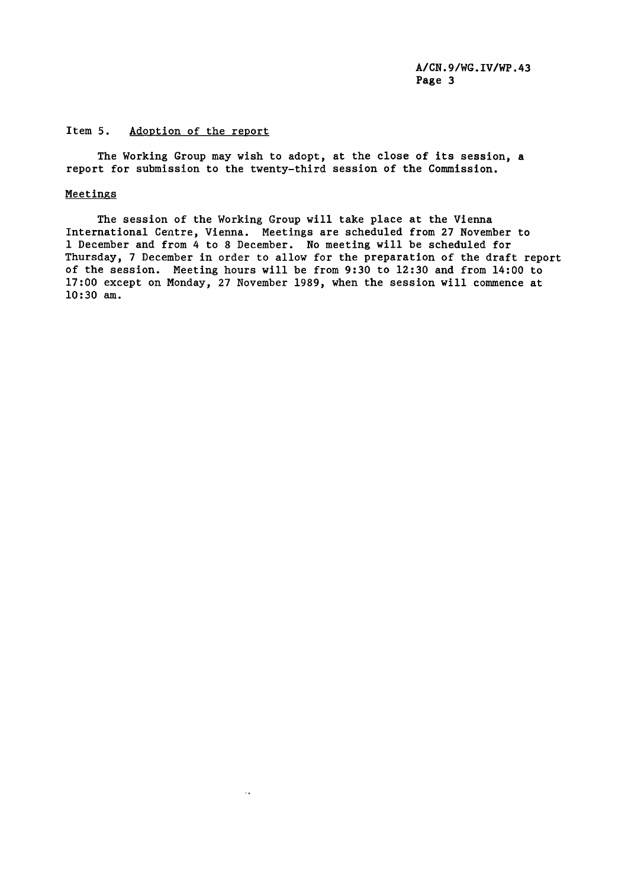Item 5. Adoption of the report

The Working Group may wish to adopt, at the close of its session, a report for submission to the twenty-third session of the Commission.

Meetings

The session of the Working Group will take place at the Vienna International Centre, Vienna. Meetings are scheduled from 27 November to 1 December and from 4 to 8 December. No meeting will be scheduled for Thursday, 7 December in order to allow for the preparation of the draft report of the session. Meeting hours will be from 9:30 to 12:30 and from 14:00 to 17:00 except on Monday, 27 November 1989, when the session will commence at 10:30 am.